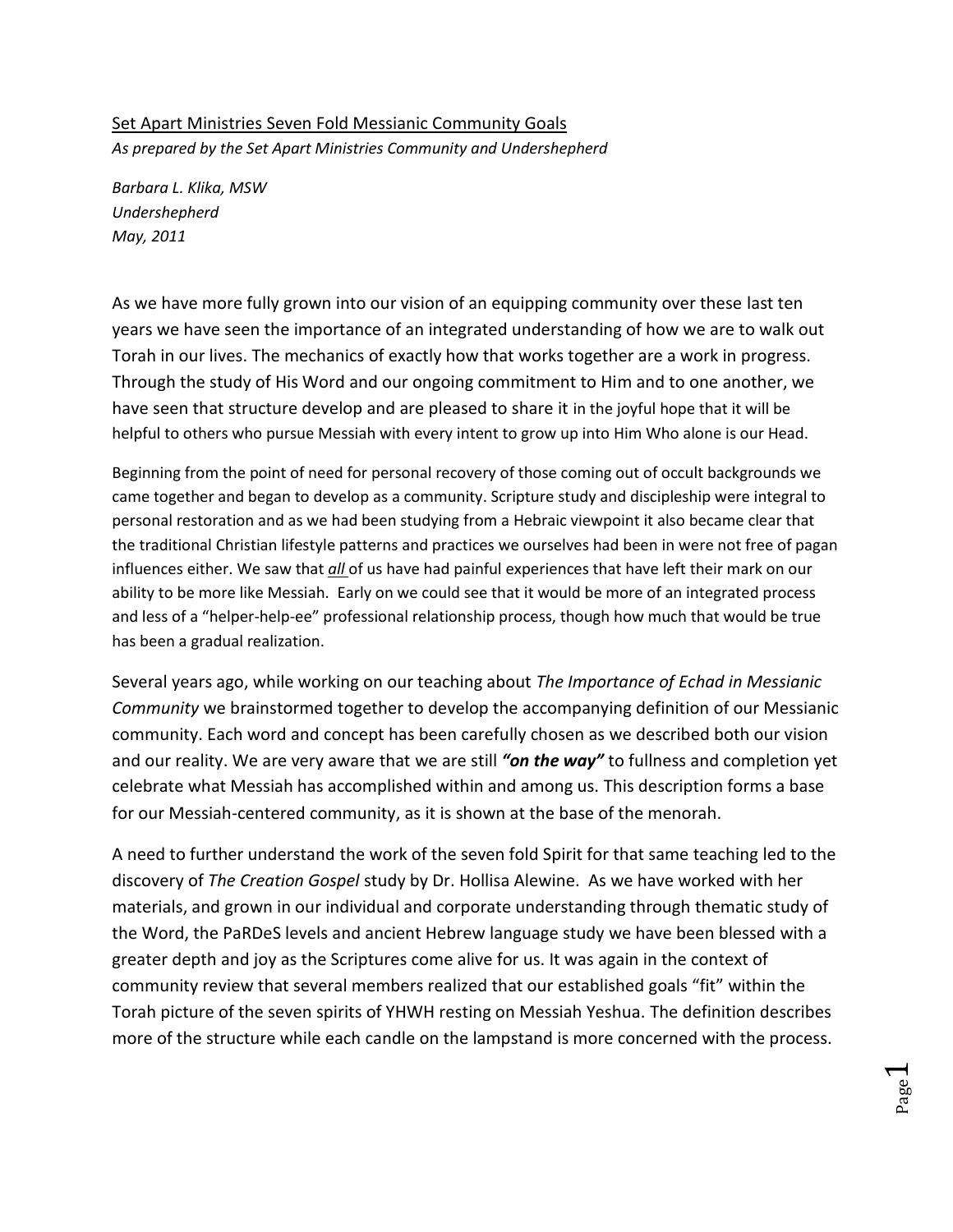Set Apart Ministries Seven Fold Messianic Community Goals

*As prepared by the Set Apart Ministries Community and Undershepherd*

*Barbara L. Klika, MSW*
*Undershepherd*
*May, 2011*

As we have more fully grown into our vision of an equipping community over these last ten years we have seen the importance of an integrated understanding of how we are to walk out Torah in our lives. The mechanics of exactly how that works together are a work in progress. Through the study of His Word and our ongoing commitment to Him and to one another, we have seen that structure develop and are pleased to share it in the joyful hope that it will be helpful to others who pursue Messiah with every intent to grow up into Him Who alone is our Head.

Beginning from the point of need for personal recovery of those coming out of occult backgrounds we came together and began to develop as a community. Scripture study and discipleship were integral to personal restoration and as we had been studying from a Hebraic viewpoint it also became clear that the traditional Christian lifestyle patterns and practices we ourselves had been in were not free of pagan influences either. We saw that ***all*** of us have had painful experiences that have left their mark on our ability to be more like Messiah. Early on we could see that it would be more of an integrated process and less of a "helper-help-ee" professional relationship process, though how much that would be true has been a gradual realization.

Several years ago, while working on our teaching about *The Importance of Echad in Messianic Community* we brainstormed together to develop the accompanying definition of our Messianic community. Each word and concept has been carefully chosen as we described both our vision and our reality. We are very aware that we are still ***"on the way"*** to fullness and completion yet celebrate what Messiah has accomplished within and among us. This description forms a base for our Messiah-centered community, as it is shown at the base of the menorah.

A need to further understand the work of the seven fold Spirit for that same teaching led to the discovery of *The Creation Gospel* study by Dr. Hollisa Alewine. As we have worked with her materials, and grown in our individual and corporate understanding through thematic study of the Word, the PaRDeS levels and ancient Hebrew language study we have been blessed with a greater depth and joy as the Scriptures come alive for us. It was again in the context of community review that several members realized that our established goals "fit" within the Torah picture of the seven spirits of YHWH resting on Messiah Yeshua. The definition describes more of the structure while each candle on the lampstand is more concerned with the process.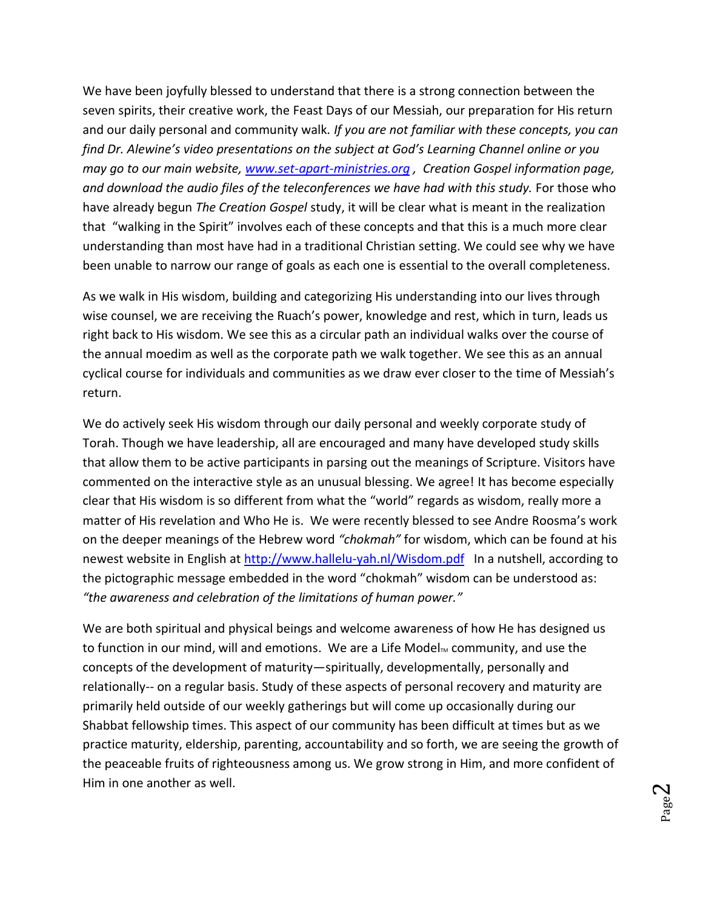We have been joyfully blessed to understand that there is a strong connection between the seven spirits, their creative work, the Feast Days of our Messiah, our preparation for His return and our daily personal and community walk. *If you are not familiar with these concepts, you can find Dr. Alewine's video presentations on the subject at God's Learning Channel online or you may go to our main website, [www.set-apart-ministries.org](www.set-apart-ministries.org) , Creation Gospel information page, and download the audio files of the teleconferences we have had with this study.* For those who have already begun *The Creation Gospel* study, it will be clear what is meant in the realization that "walking in the Spirit" involves each of these concepts and that this is a much more clear understanding than most have had in a traditional Christian setting. We could see why we have been unable to narrow our range of goals as each one is essential to the overall completeness.

As we walk in His wisdom, building and categorizing His understanding into our lives through wise counsel, we are receiving the Ruach's power, knowledge and rest, which in turn, leads us right back to His wisdom. We see this as a circular path an individual walks over the course of the annual moedim as well as the corporate path we walk together. We see this as an annual cyclical course for individuals and communities as we draw ever closer to the time of Messiah's return.

We do actively seek His wisdom through our daily personal and weekly corporate study of Torah. Though we have leadership, all are encouraged and many have developed study skills that allow them to be active participants in parsing out the meanings of Scripture. Visitors have commented on the interactive style as an unusual blessing. We agree! It has become especially clear that His wisdom is so different from what the "world" regards as wisdom, really more a matter of His revelation and Who He is. We were recently blessed to see Andre Roosma's work on the deeper meanings of the Hebrew word *"chokmah"* for wisdom, which can be found at his newest website in English at [http://www.hallelu-yah.nl/Wisdom.pdf](http://www.hallelu-yah.nl/Wisdom.pdf) In a nutshell, according to the pictographic message embedded in the word "chokmah" wisdom can be understood as: *"the awareness and celebration of the limitations of human power."*

We are both spiritual and physical beings and welcome awareness of how He has designed us to function in our mind, will and emotions. We are a Life Model™ community, and use the concepts of the development of maturity—spiritually, developmentally, personally and relationally-- on a regular basis. Study of these aspects of personal recovery and maturity are primarily held outside of our weekly gatherings but will come up occasionally during our Shabbat fellowship times. This aspect of our community has been difficult at times but as we practice maturity, eldership, parenting, accountability and so forth, we are seeing the growth of the peaceable fruits of righteousness among us. We grow strong in Him, and more confident of Him in one another as well.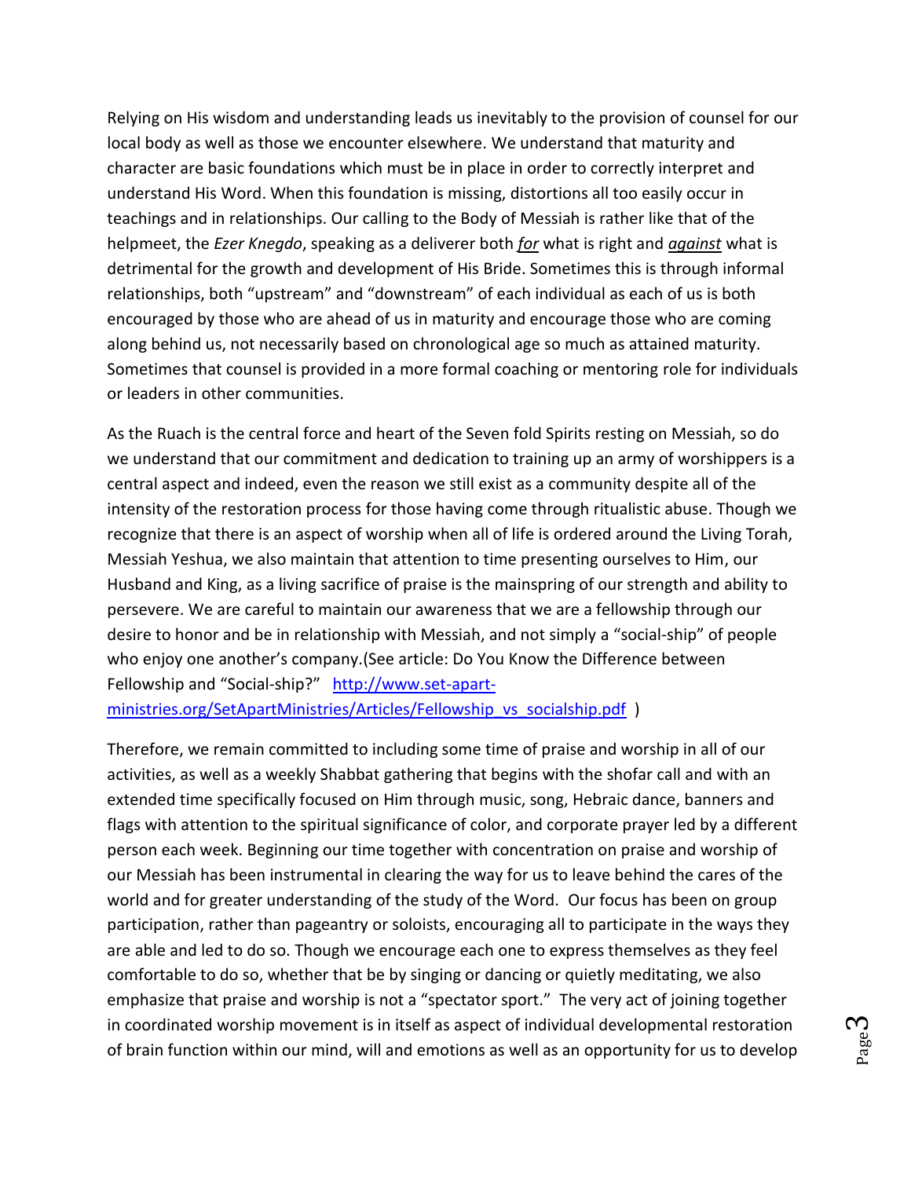Relying on His wisdom and understanding leads us inevitably to the provision of counsel for our local body as well as those we encounter elsewhere. We understand that maturity and character are basic foundations which must be in place in order to correctly interpret and understand His Word. When this foundation is missing, distortions all too easily occur in teachings and in relationships. Our calling to the Body of Messiah is rather like that of the helpmeet, the *Ezer Knegdo*, speaking as a deliverer both ***for*** what is right and ***against*** what is detrimental for the growth and development of His Bride. Sometimes this is through informal relationships, both "upstream" and "downstream" of each individual as each of us is both encouraged by those who are ahead of us in maturity and encourage those who are coming along behind us, not necessarily based on chronological age so much as attained maturity. Sometimes that counsel is provided in a more formal coaching or mentoring role for individuals or leaders in other communities.

As the Ruach is the central force and heart of the Seven fold Spirits resting on Messiah, so do we understand that our commitment and dedication to training up an army of worshippers is a central aspect and indeed, even the reason we still exist as a community despite all of the intensity of the restoration process for those having come through ritualistic abuse. Though we recognize that there is an aspect of worship when all of life is ordered around the Living Torah, Messiah Yeshua, we also maintain that attention to time presenting ourselves to Him, our Husband and King, as a living sacrifice of praise is the mainspring of our strength and ability to persevere. We are careful to maintain our awareness that we are a fellowship through our desire to honor and be in relationship with Messiah, and not simply a "social-ship" of people who enjoy one another's company.(See article: Do You Know the Difference between Fellowship and "Social-ship?" [http://www.set-apart-ministries.org/SetApartMinistries/Articles/Fellowship_vs_socialship.pdf](http://www.set-apart-ministries.org/SetApartMinistries/Articles/Fellowship_vs_socialship.pdf) )

Therefore, we remain committed to including some time of praise and worship in all of our activities, as well as a weekly Shabbat gathering that begins with the shofar call and with an extended time specifically focused on Him through music, song, Hebraic dance, banners and flags with attention to the spiritual significance of color, and corporate prayer led by a different person each week. Beginning our time together with concentration on praise and worship of our Messiah has been instrumental in clearing the way for us to leave behind the cares of the world and for greater understanding of the study of the Word. Our focus has been on group participation, rather than pageantry or soloists, encouraging all to participate in the ways they are able and led to do so. Though we encourage each one to express themselves as they feel comfortable to do so, whether that be by singing or dancing or quietly meditating, we also emphasize that praise and worship is not a "spectator sport." The very act of joining together in coordinated worship movement is in itself as aspect of individual developmental restoration of brain function within our mind, will and emotions as well as an opportunity for us to develop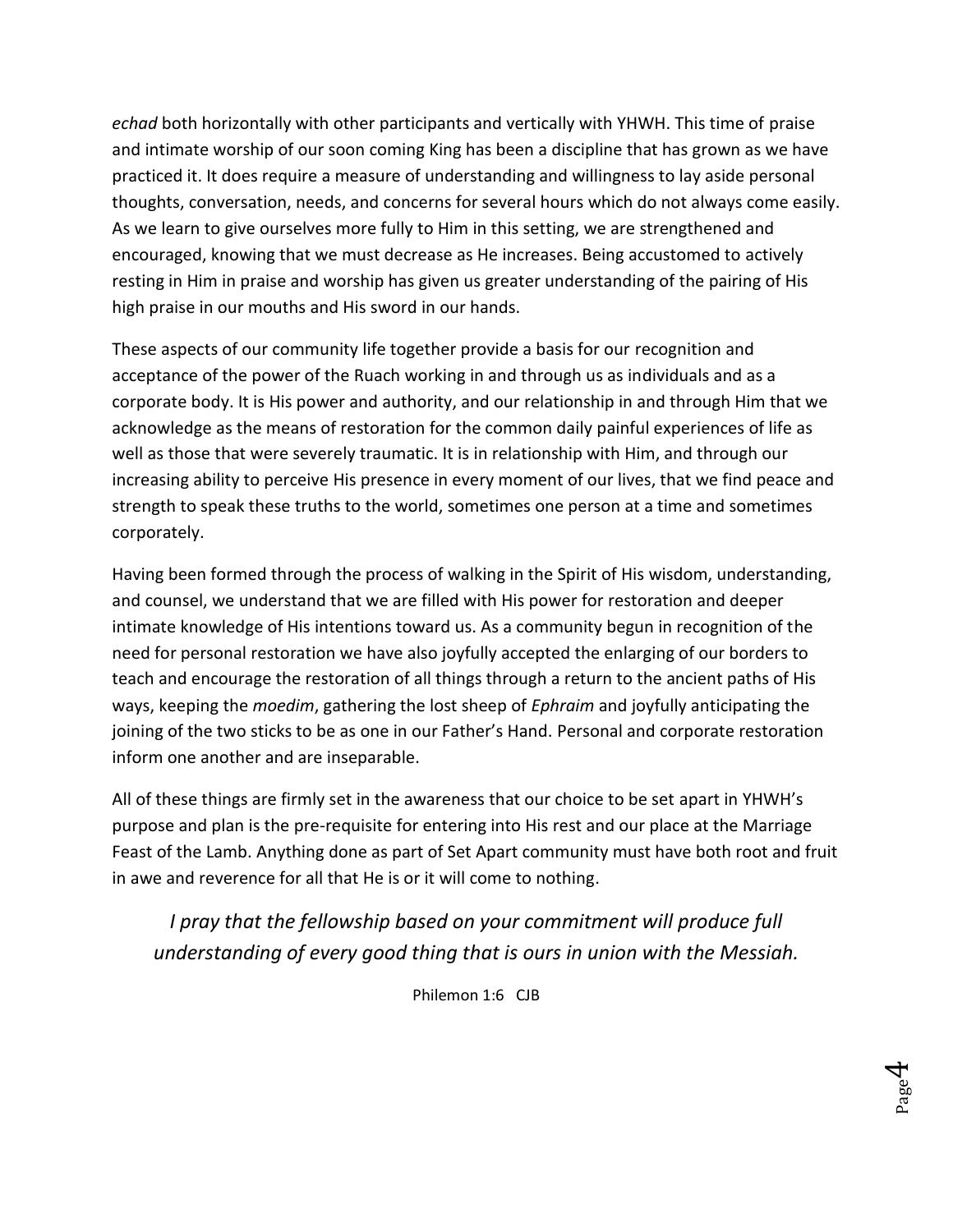*echad* both horizontally with other participants and vertically with YHWH. This time of praise and intimate worship of our soon coming King has been a discipline that has grown as we have practiced it. It does require a measure of understanding and willingness to lay aside personal thoughts, conversation, needs, and concerns for several hours which do not always come easily. As we learn to give ourselves more fully to Him in this setting, we are strengthened and encouraged, knowing that we must decrease as He increases. Being accustomed to actively resting in Him in praise and worship has given us greater understanding of the pairing of His high praise in our mouths and His sword in our hands.

These aspects of our community life together provide a basis for our recognition and acceptance of the power of the Ruach working in and through us as individuals and as a corporate body. It is His power and authority, and our relationship in and through Him that we acknowledge as the means of restoration for the common daily painful experiences of life as well as those that were severely traumatic. It is in relationship with Him, and through our increasing ability to perceive His presence in every moment of our lives, that we find peace and strength to speak these truths to the world, sometimes one person at a time and sometimes corporately.

Having been formed through the process of walking in the Spirit of His wisdom, understanding, and counsel, we understand that we are filled with His power for restoration and deeper intimate knowledge of His intentions toward us. As a community begun in recognition of the need for personal restoration we have also joyfully accepted the enlarging of our borders to teach and encourage the restoration of all things through a return to the ancient paths of His ways, keeping the *moedim*, gathering the lost sheep of *Ephraim* and joyfully anticipating the joining of the two sticks to be as one in our Father's Hand. Personal and corporate restoration inform one another and are inseparable.

All of these things are firmly set in the awareness that our choice to be set apart in YHWH's purpose and plan is the pre-requisite for entering into His rest and our place at the Marriage Feast of the Lamb. Anything done as part of Set Apart community must have both root and fruit in awe and reverence for all that He is or it will come to nothing.

*I pray that the fellowship based on your commitment will produce full understanding of every good thing that is ours in union with the Messiah.*

Philemon 1:6 CJB